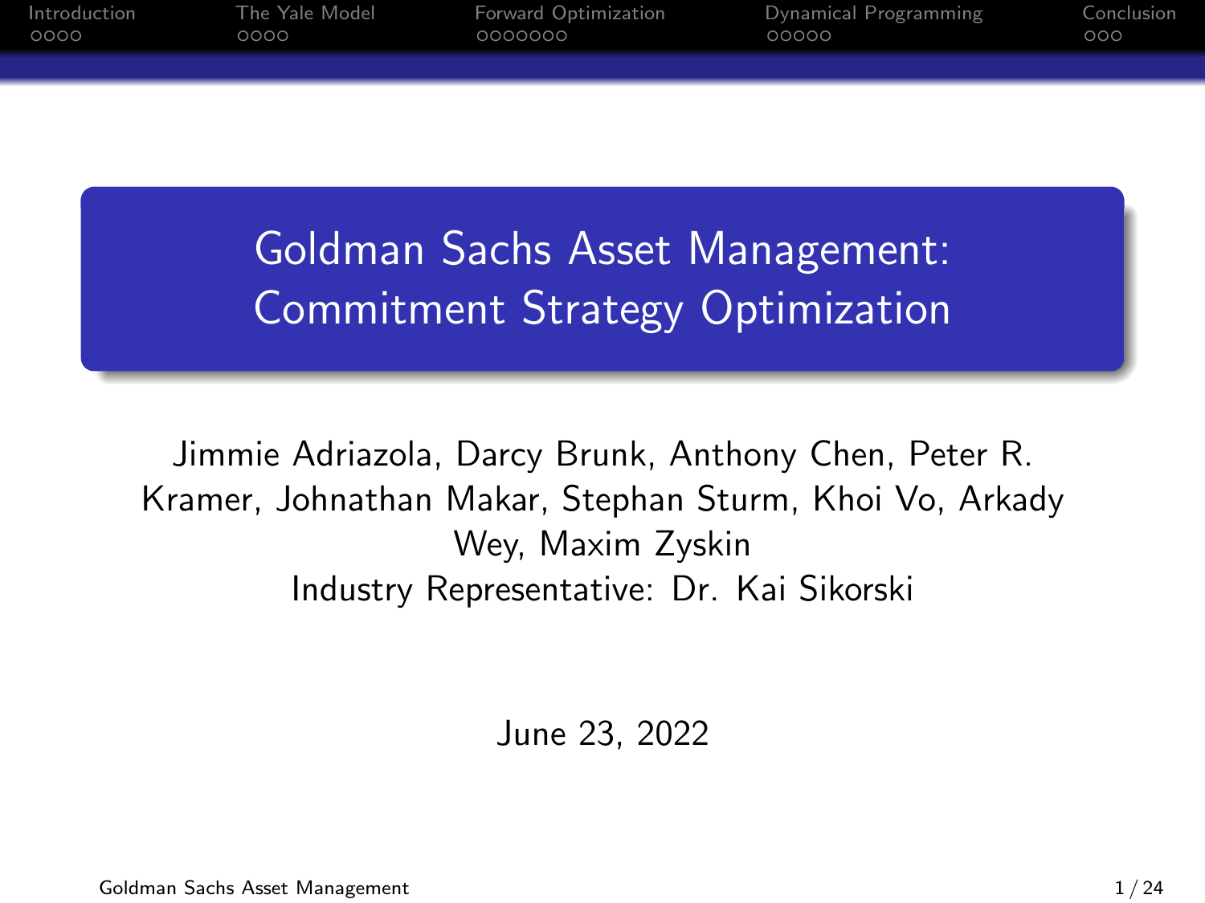# Goldman Sachs Asset Management: Commitment Strategy Optimization

Jimmie Adriazola, Darcy Brunk, Anthony Chen, Peter R. Kramer, Johnathan Makar, Stephan Sturm, Khoi Vo, Arkady Wey, Maxim Zyskin

Industry Representative: Dr. Kai Sikorski

June 23, 2022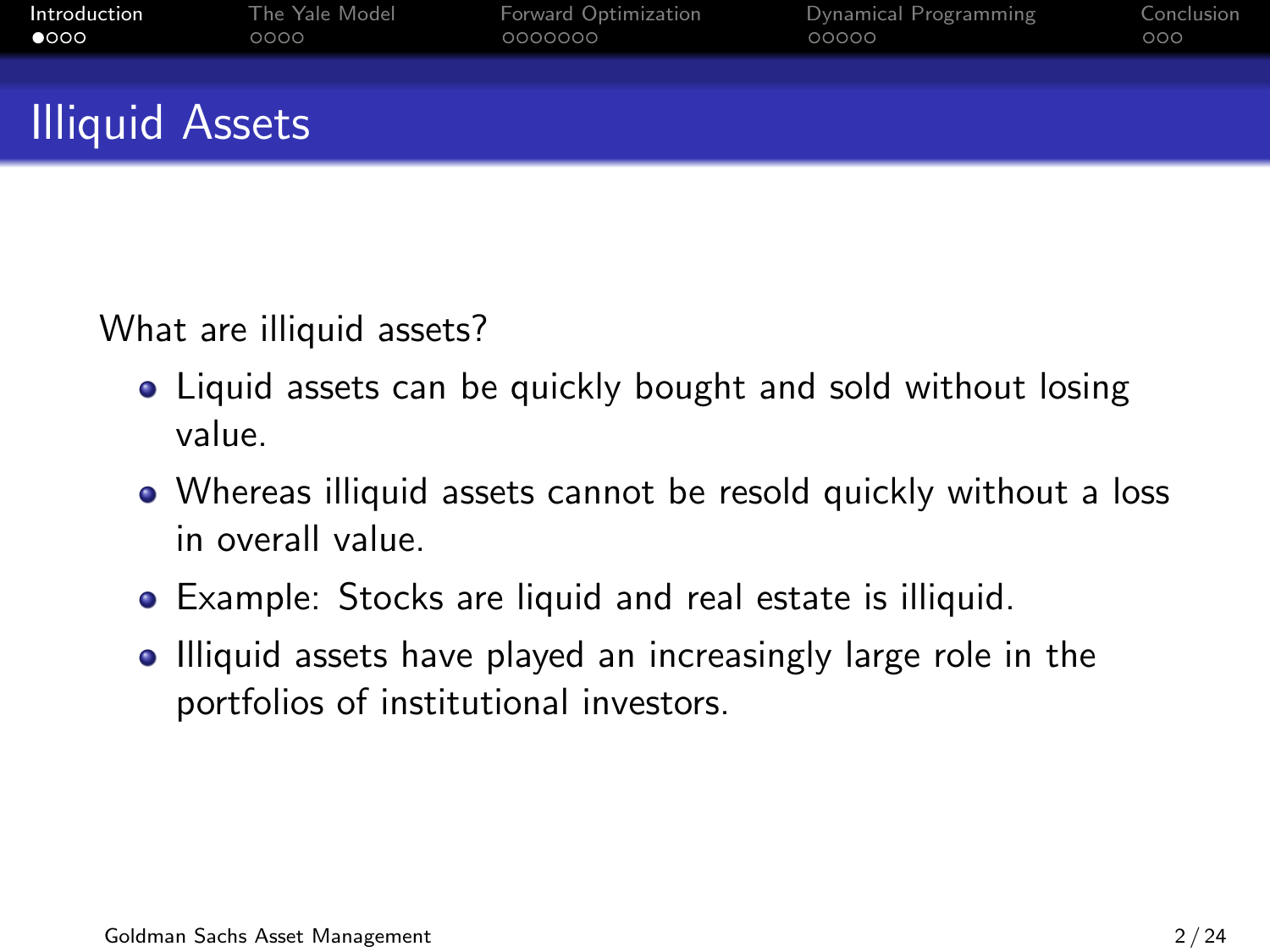# Illiquid Assets

What are illiquid assets?

- Liquid assets can be quickly bought and sold without losing value.
- Whereas illiquid assets cannot be resold quickly without a loss in overall value.
- Example: Stocks are liquid and real estate is illiquid.
- Illiquid assets have played an increasingly large role in the portfolios of institutional investors.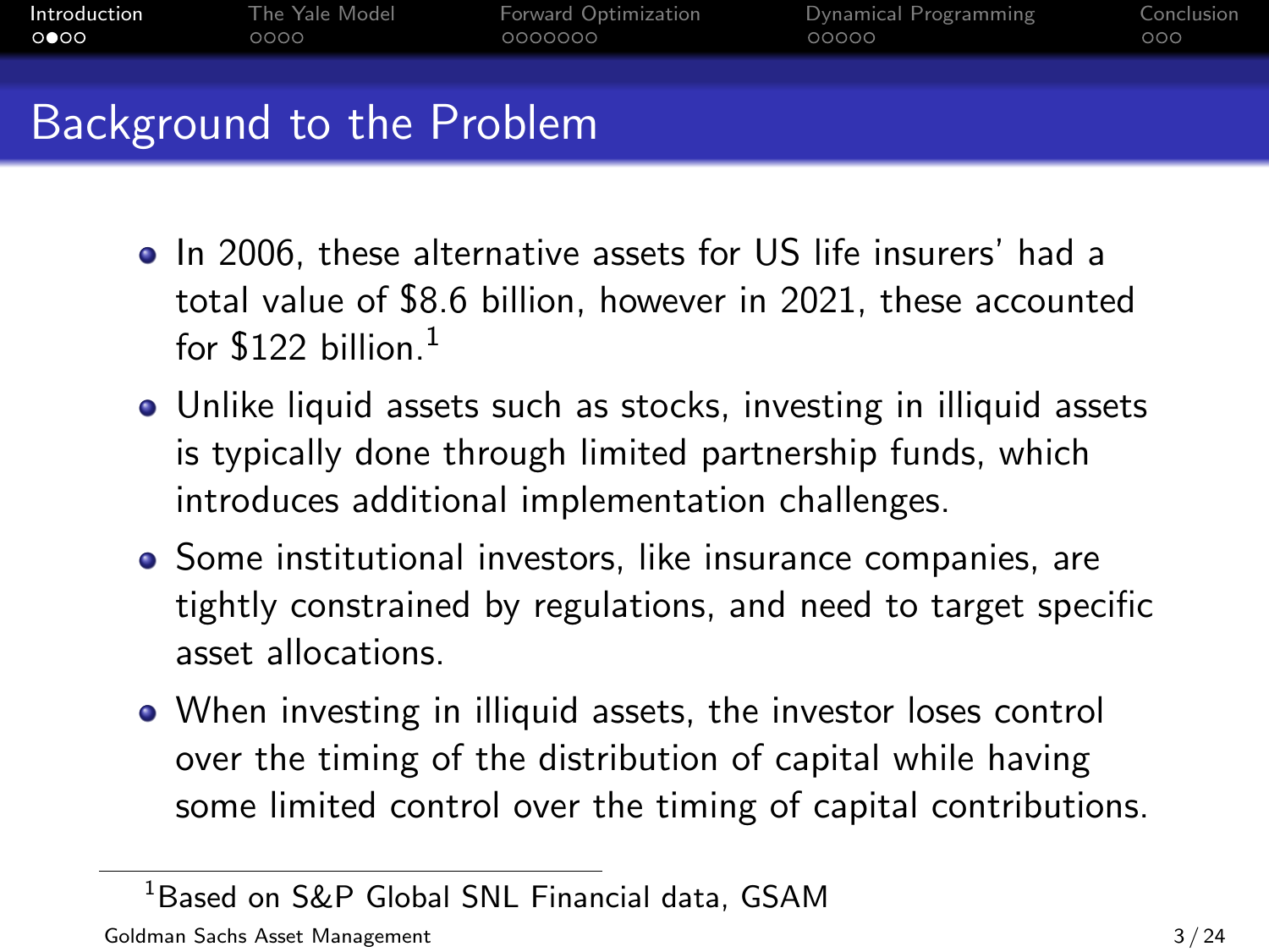## Background to the Problem

- In 2006, these alternative assets for US life insurers' had a total value of $8.6 billion, however in 2021, these accounted for $122 billion.[1]
- Unlike liquid assets such as stocks, investing in illiquid assets is typically done through limited partnership funds, which introduces additional implementation challenges.
- Some institutional investors, like insurance companies, are tightly constrained by regulations, and need to target specific asset allocations.
- When investing in illiquid assets, the investor loses control over the timing of the distribution of capital while having some limited control over the timing of capital contributions.

[1] Based on S&P Global SNL Financial data, GSAM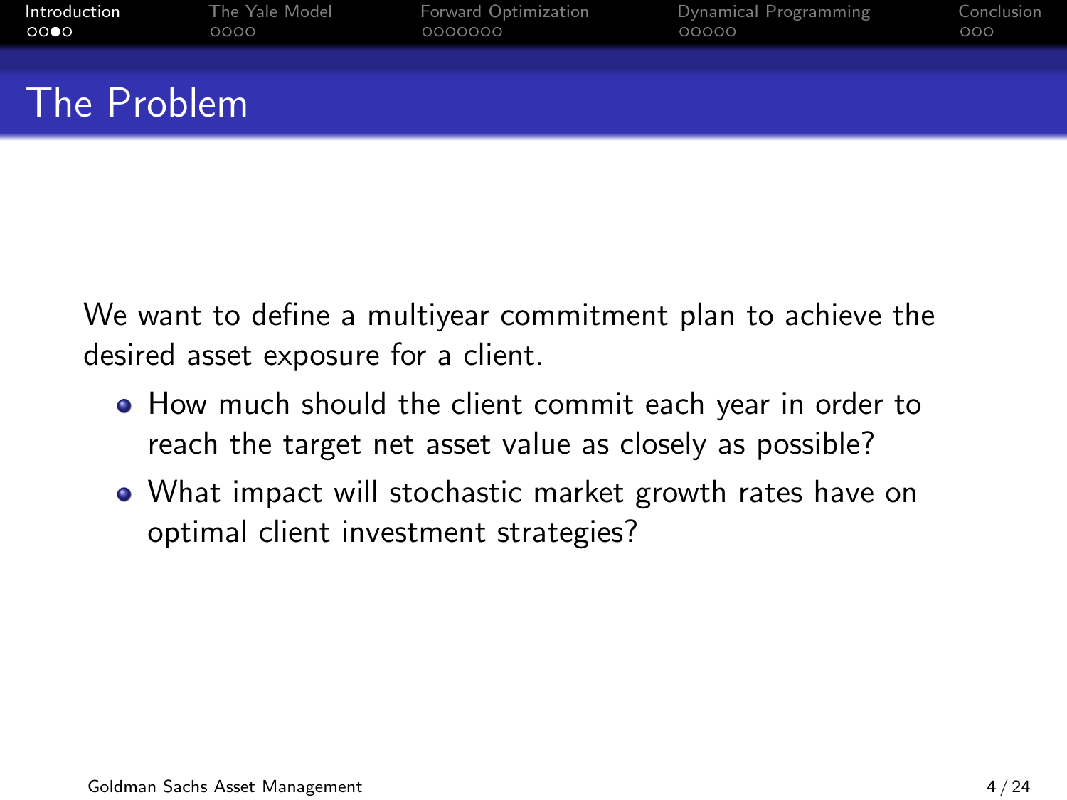# The Problem

We want to define a multiyear commitment plan to achieve the desired asset exposure for a client.

- How much should the client commit each year in order to reach the target net asset value as closely as possible?
- What impact will stochastic market growth rates have on optimal client investment strategies?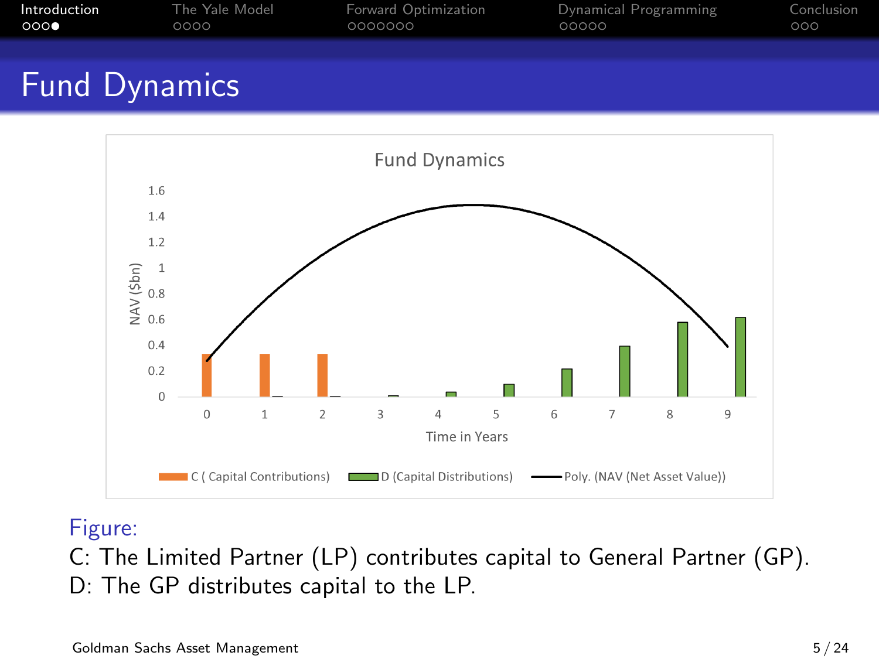# Fund Dynamics

Figure:

C: The Limited Partner (LP) contributes capital to General Partner (GP).

D: The GP distributes capital to the LP.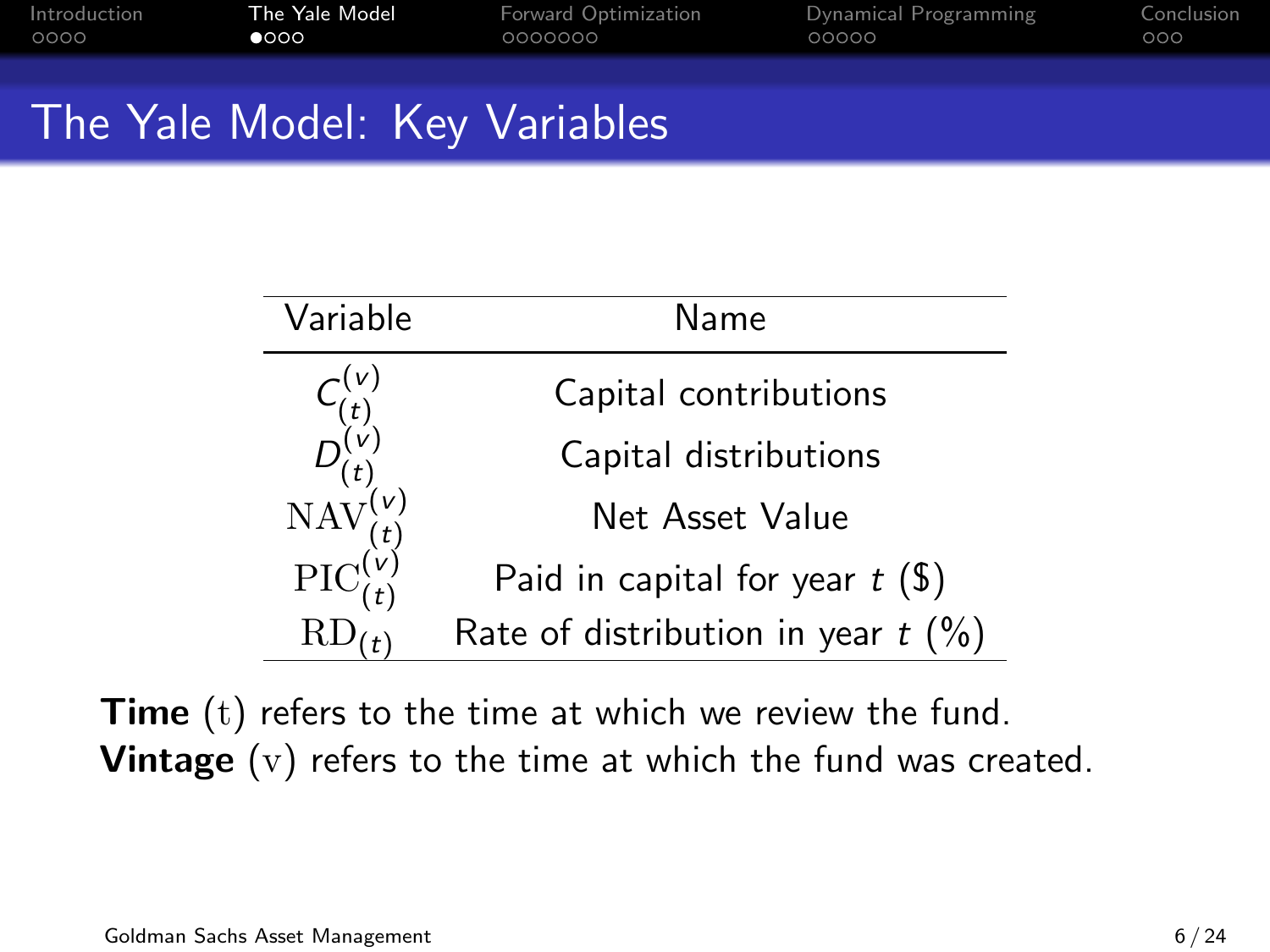# The Yale Model: Key Variables

| Variable | Name |
|---|---|
| $C_{(t)}^{(v)}$ | Capital contributions |
| $D_{(t)}^{(v)}$ | Capital distributions |
| $\mathrm{NAV}_{(t)}^{(v)}$ | Net Asset Value |
| $\mathrm{PIC}_{(t)}^{(v)}$ | Paid in capital for year $t$ ($) |
| $\mathrm{RD}_{(t)}$ | Rate of distribution in year $t$ (%) |

**Time** $(\mathrm{t})$ refers to the time at which we review the fund.
**Vintage** $(\mathrm{v})$ refers to the time at which the fund was created.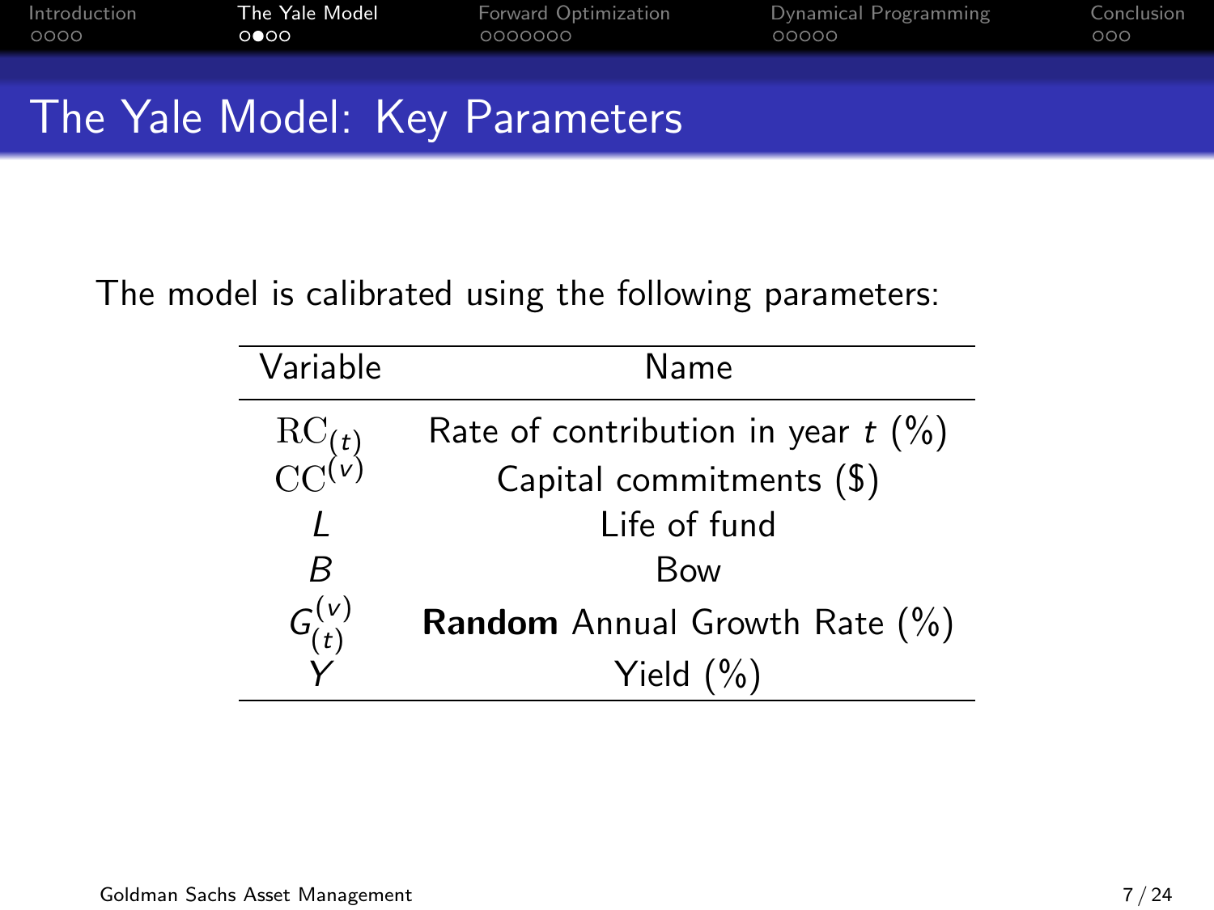# The Yale Model: Key Parameters

The model is calibrated using the following parameters:

| Variable | Name |
|---|---|
| $\mathrm{RC}_{(t)}$ | Rate of contribution in year $t$ (%) |
| $\mathrm{CC}^{(v)}$ | Capital commitments ($) |
| $L$ | Life of fund |
| $B$ | Bow |
| $G_{(t)}^{(v)}$ | **Random** Annual Growth Rate (%) |
| $Y$ | Yield (%) |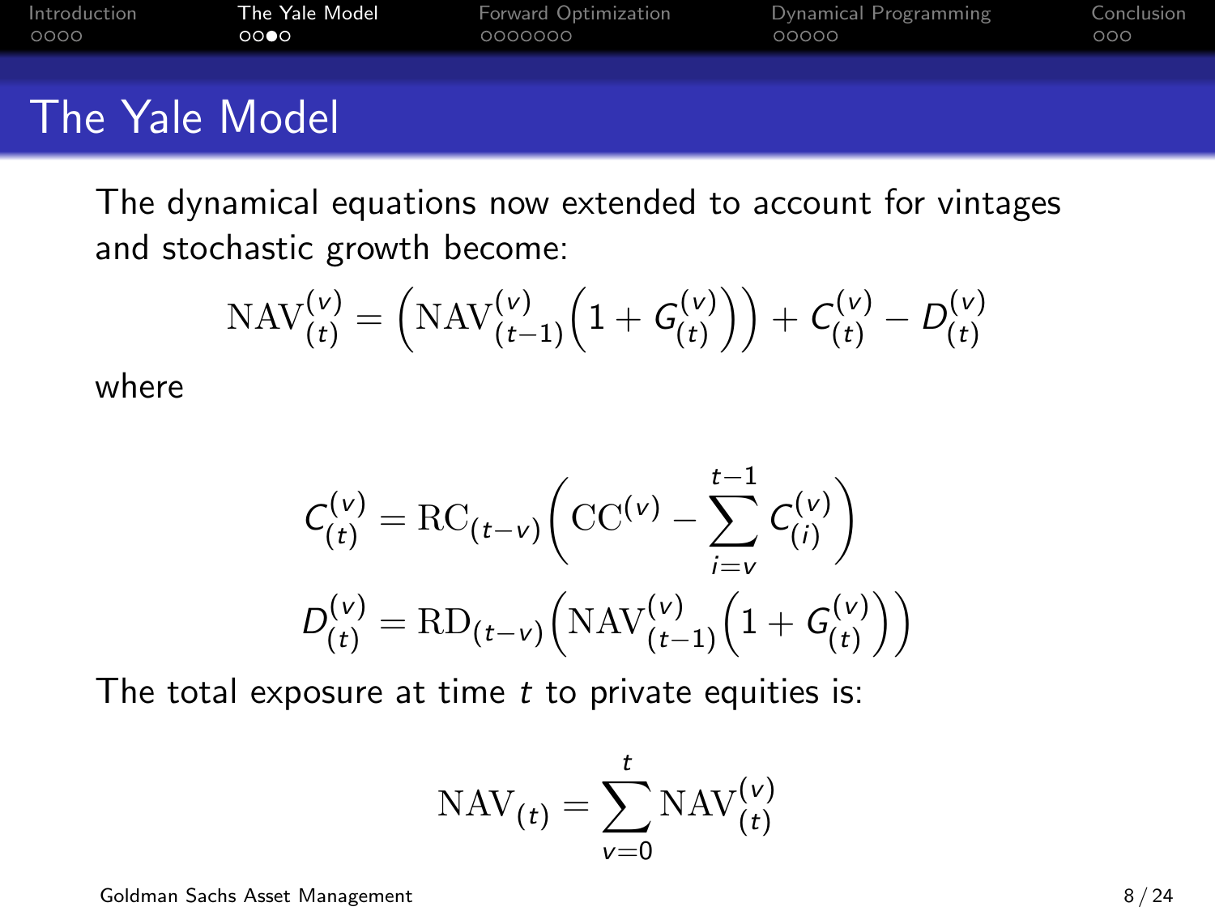# The Yale Model

The dynamical equations now extended to account for vintages and stochastic growth become:

$$\mathrm{NAV}^{(v)}_{(t)} = \left(\mathrm{NAV}^{(v)}_{(t-1)}\left(1 + G^{(v)}_{(t)}\right)\right) + C^{(v)}_{(t)} - D^{(v)}_{(t)}$$

where

$$C^{(v)}_{(t)} = \mathrm{RC}_{(t-v)}\left(\mathrm{CC}^{(v)} - \sum_{i=v}^{t-1} C^{(v)}_{(i)}\right)$$

$$D^{(v)}_{(t)} = \mathrm{RD}_{(t-v)}\left(\mathrm{NAV}^{(v)}_{(t-1)}\left(1 + G^{(v)}_{(t)}\right)\right)$$

The total exposure at time $t$ to private equities is:

$$\mathrm{NAV}_{(t)} = \sum_{v=0}^{t} \mathrm{NAV}^{(v)}_{(t)}$$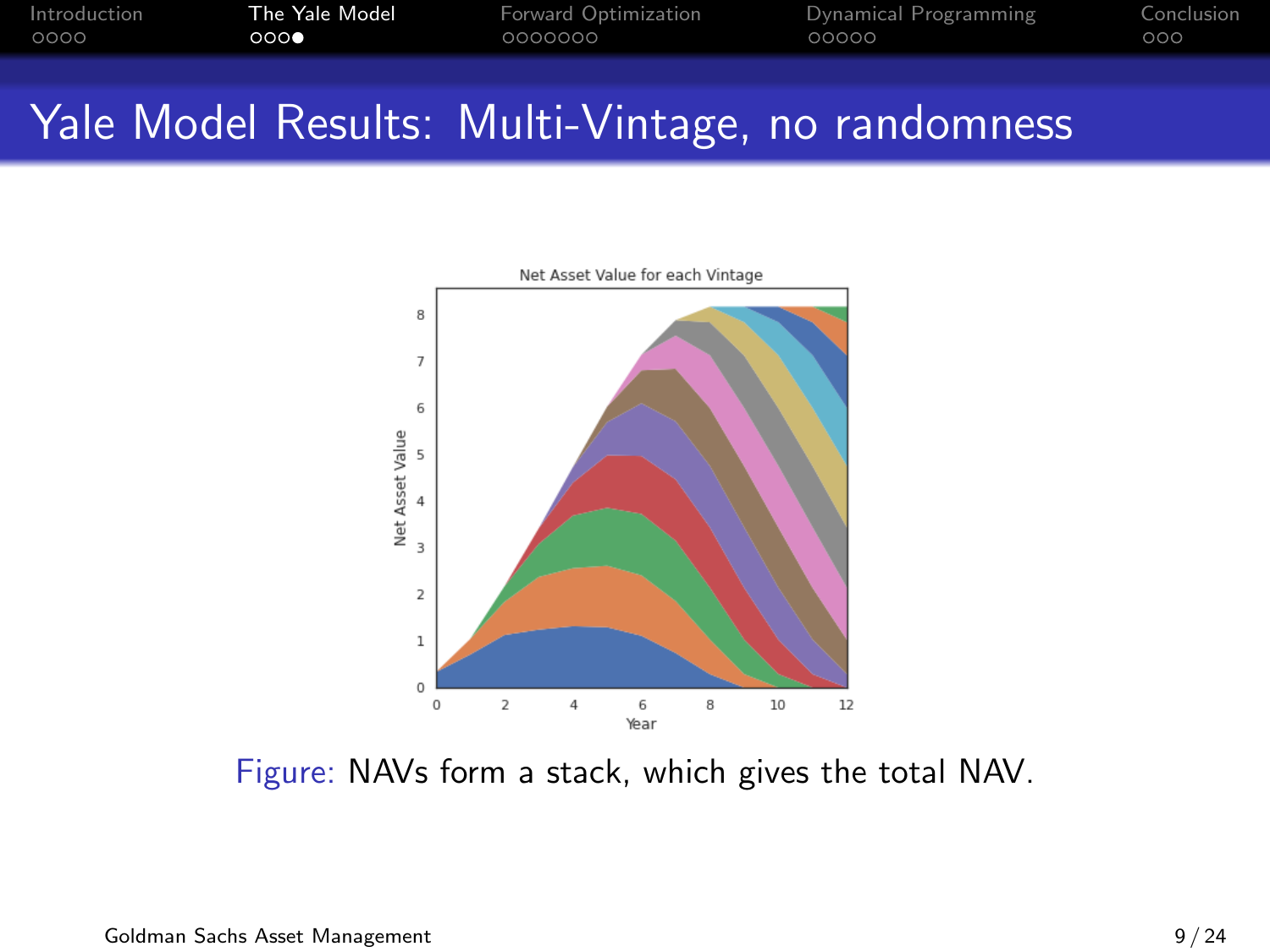# Yale Model Results: Multi-Vintage, no randomness

Figure: NAVs form a stack, which gives the total NAV.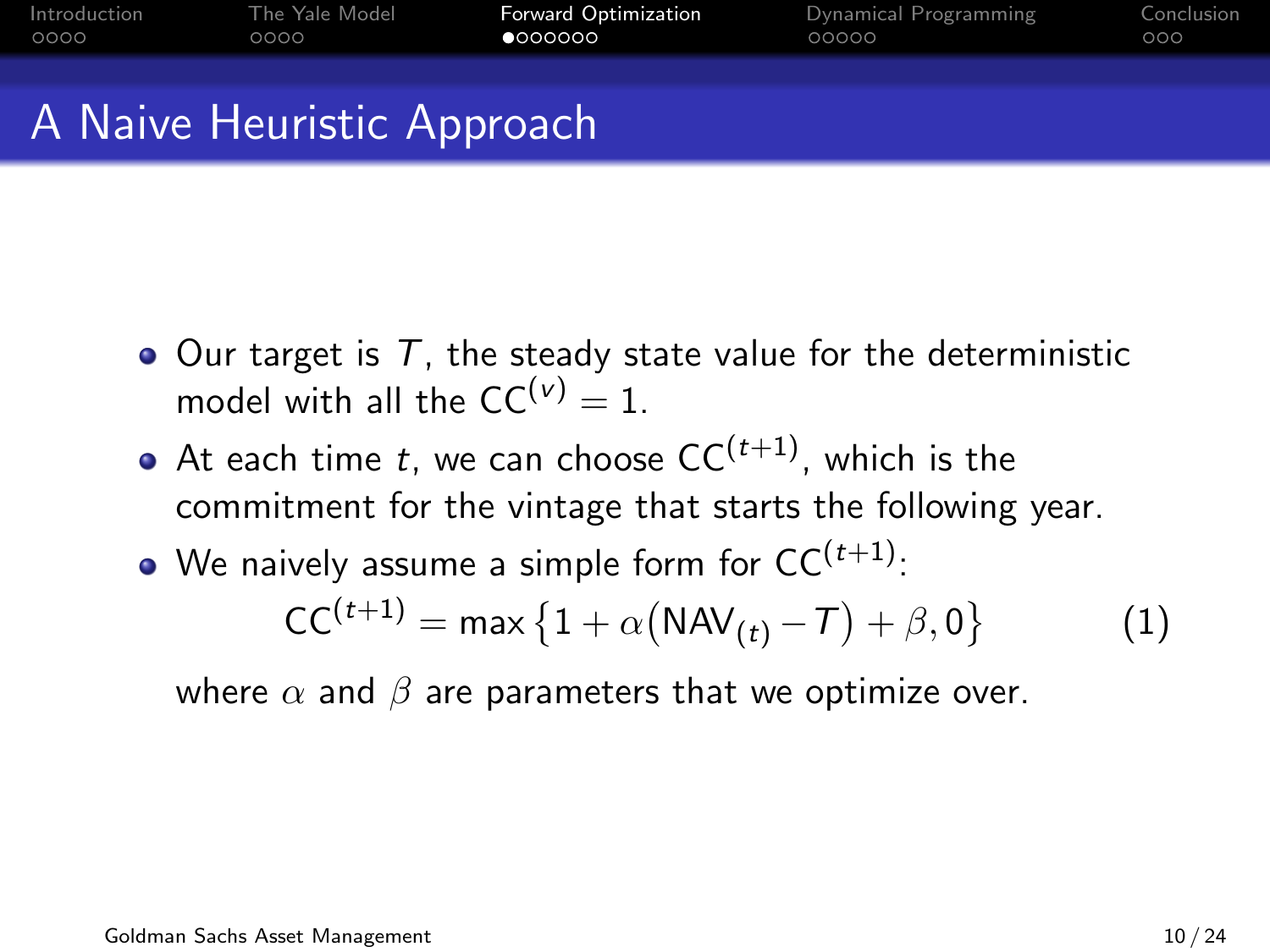# A Naive Heuristic Approach

- Our target is $T$, the steady state value for the deterministic model with all the $\mathrm{CC}^{(v)} = 1$.
- At each time $t$, we can choose $\mathrm{CC}^{(t+1)}$, which is the commitment for the vintage that starts the following year.
- We naively assume a simple form for $\mathrm{CC}^{(t+1)}$:

$$\mathrm{CC}^{(t+1)} = \max\left\{1 + \alpha\left(\mathrm{NAV}_{(t)} - T\right) + \beta, 0\right\} \tag{1}$$

  where $\alpha$ and $\beta$ are parameters that we optimize over.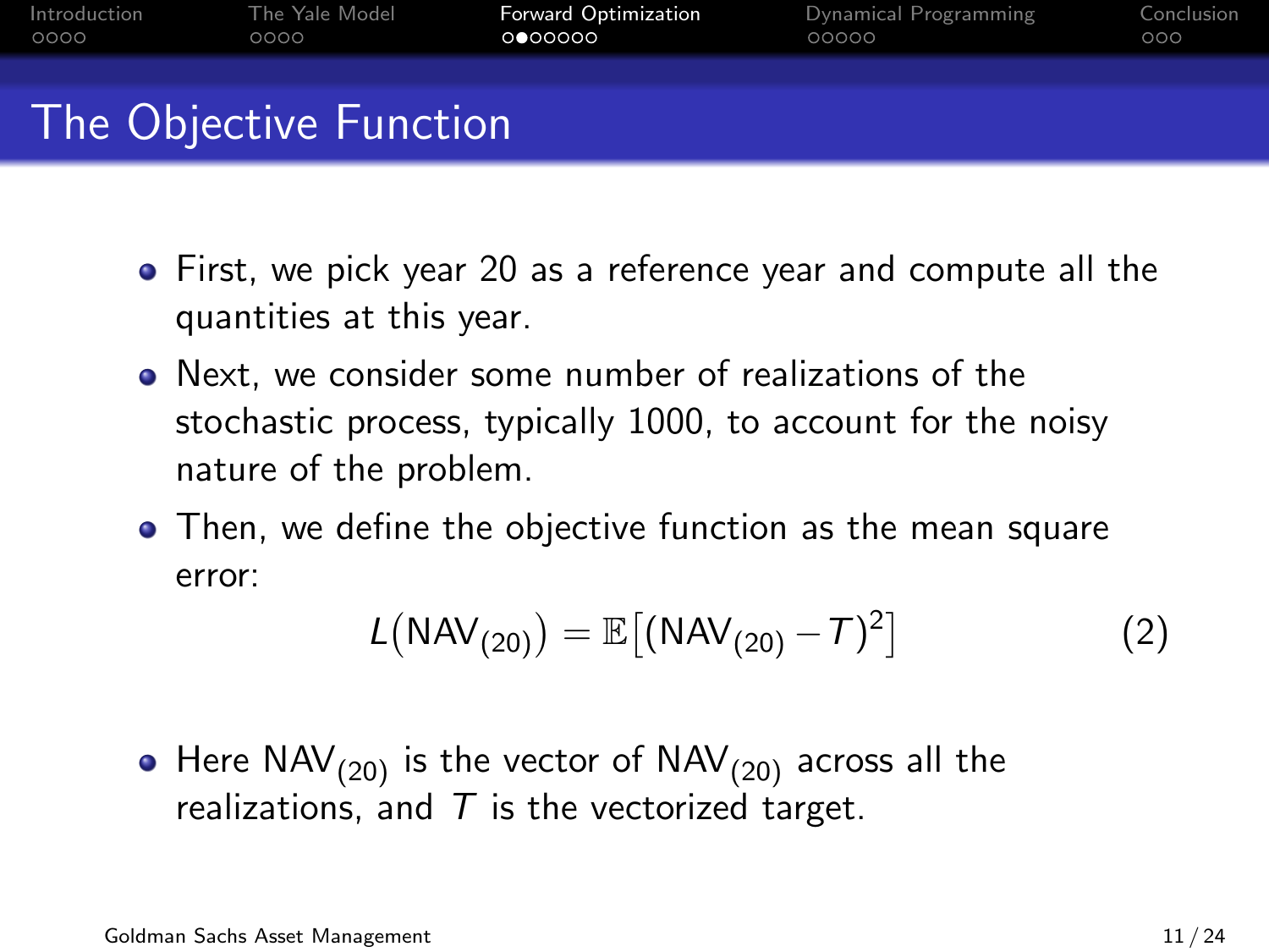# The Objective Function

- First, we pick year 20 as a reference year and compute all the quantities at this year.
- Next, we consider some number of realizations of the stochastic process, typically 1000, to account for the noisy nature of the problem.
- Then, we define the objective function as the mean square error:

$$L\big(\text{NAV}_{(20)}\big) = \mathbb{E}\big[(\text{NAV}_{(20)} - T)^2\big] \tag{2}$$

- Here $\text{NAV}_{(20)}$ is the vector of $\text{NAV}_{(20)}$ across all the realizations, and $T$ is the vectorized target.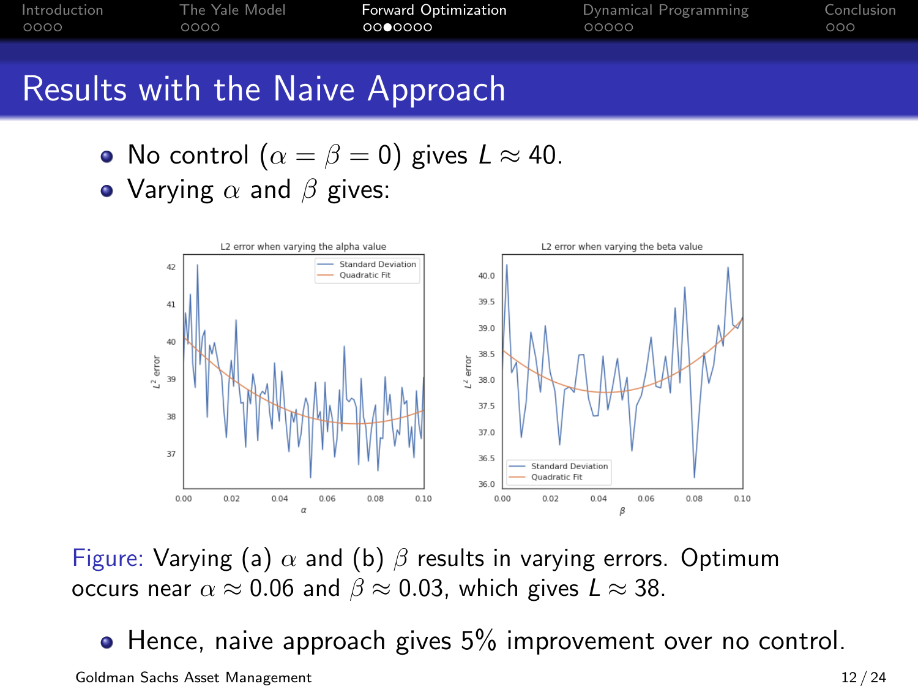# Results with the Naive Approach

- No control ($\alpha = \beta = 0$) gives $L \approx 40$.
- Varying $\alpha$ and $\beta$ gives:

Figure: Varying (a) $\alpha$ and (b) $\beta$ results in varying errors. Optimum occurs near $\alpha \approx 0.06$ and $\beta \approx 0.03$, which gives $L \approx 38$.

- Hence, naive approach gives 5% improvement over no control.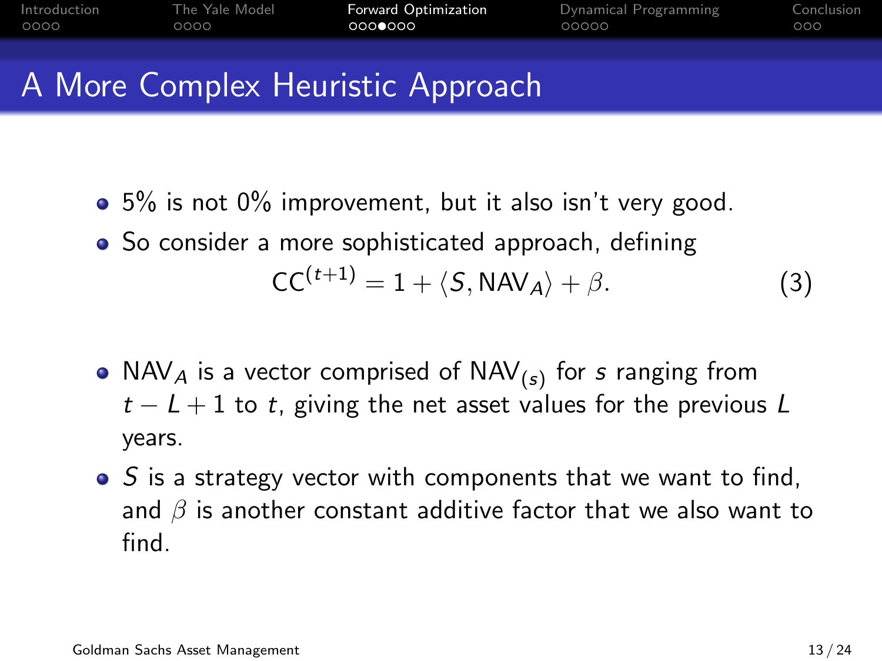# A More Complex Heuristic Approach

- 5% is not 0% improvement, but it also isn't very good.
- So consider a more sophisticated approach, defining

$$\mathrm{CC}^{(t+1)} = 1 + \langle S, \mathrm{NAV}_A \rangle + \beta. \tag{3}$$

- $\mathrm{NAV}_A$ is a vector comprised of $\mathrm{NAV}_{(s)}$ for $s$ ranging from $t - L + 1$ to $t$, giving the net asset values for the previous $L$ years.
- $S$ is a strategy vector with components that we want to find, and $\beta$ is another constant additive factor that we also want to find.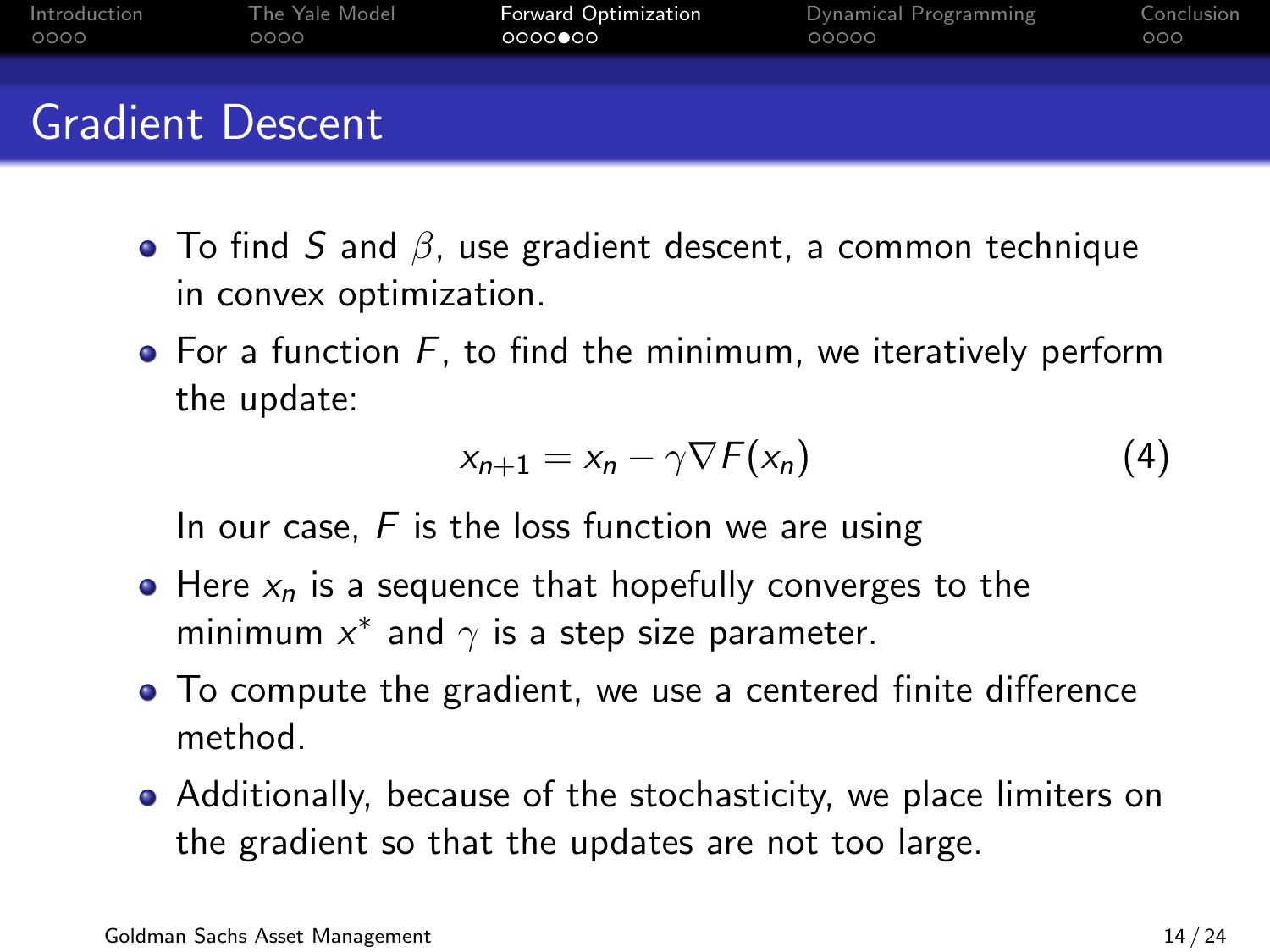# Gradient Descent

- To find $S$ and $\beta$, use gradient descent, a common technique in convex optimization.
- For a function $F$, to find the minimum, we iteratively perform the update:

$$x_{n+1} = x_n - \gamma \nabla F(x_n) \tag{4}$$

  In our case, $F$ is the loss function we are using
- Here $x_n$ is a sequence that hopefully converges to the minimum $x^*$ and $\gamma$ is a step size parameter.
- To compute the gradient, we use a centered finite difference method.
- Additionally, because of the stochasticity, we place limiters on the gradient so that the updates are not too large.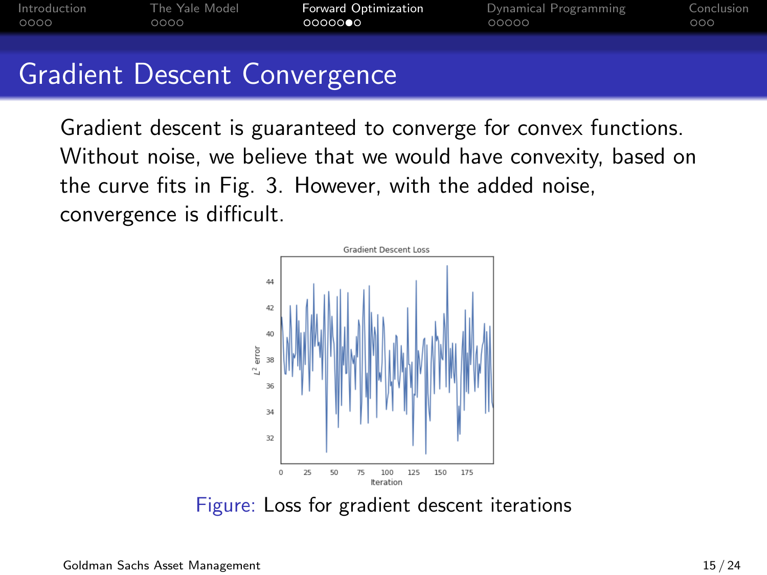## Gradient Descent Convergence

Gradient descent is guaranteed to converge for convex functions. Without noise, we believe that we would have convexity, based on the curve fits in Fig. 3. However, with the added noise, convergence is difficult.

Figure: Loss for gradient descent iterations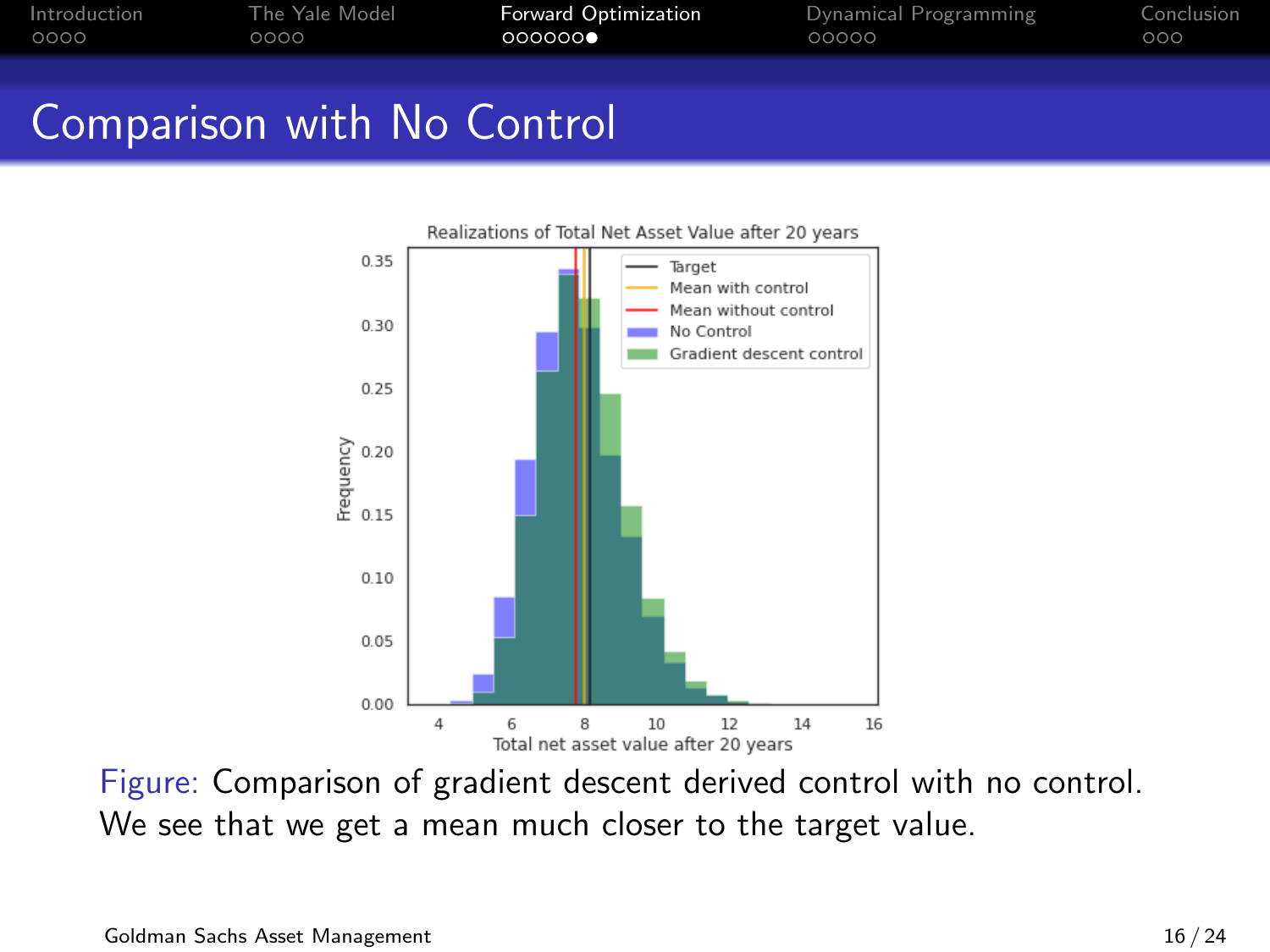# Comparison with No Control

Figure: Comparison of gradient descent derived control with no control. We see that we get a mean much closer to the target value.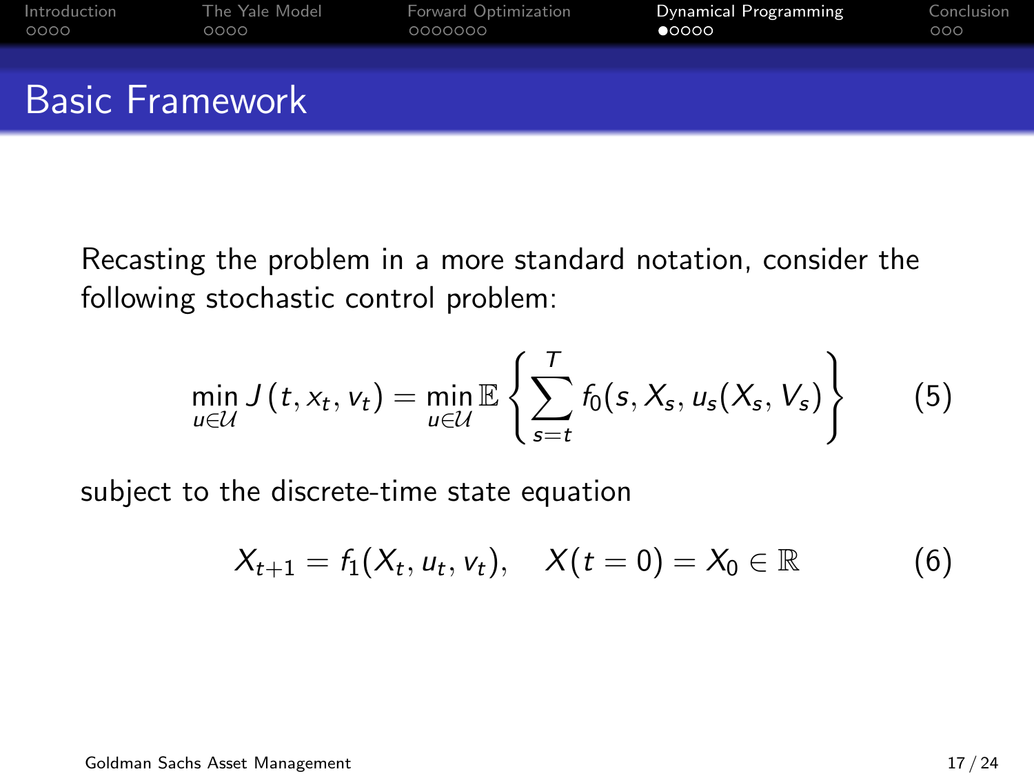# Basic Framework

Recasting the problem in a more standard notation, consider the following stochastic control problem:

$$\min_{u \in \mathcal{U}} J\left(t, x_t, v_t\right) = \min_{u \in \mathcal{U}} \mathbb{E} \left\{ \sum_{s=t}^{T} f_0(s, X_s, u_s(X_s, V_s) \right\} \tag{5}$$

subject to the discrete-time state equation

$$X_{t+1} = f_1(X_t, u_t, v_t), \quad X(t=0) = X_0 \in \mathbb{R} \tag{6}$$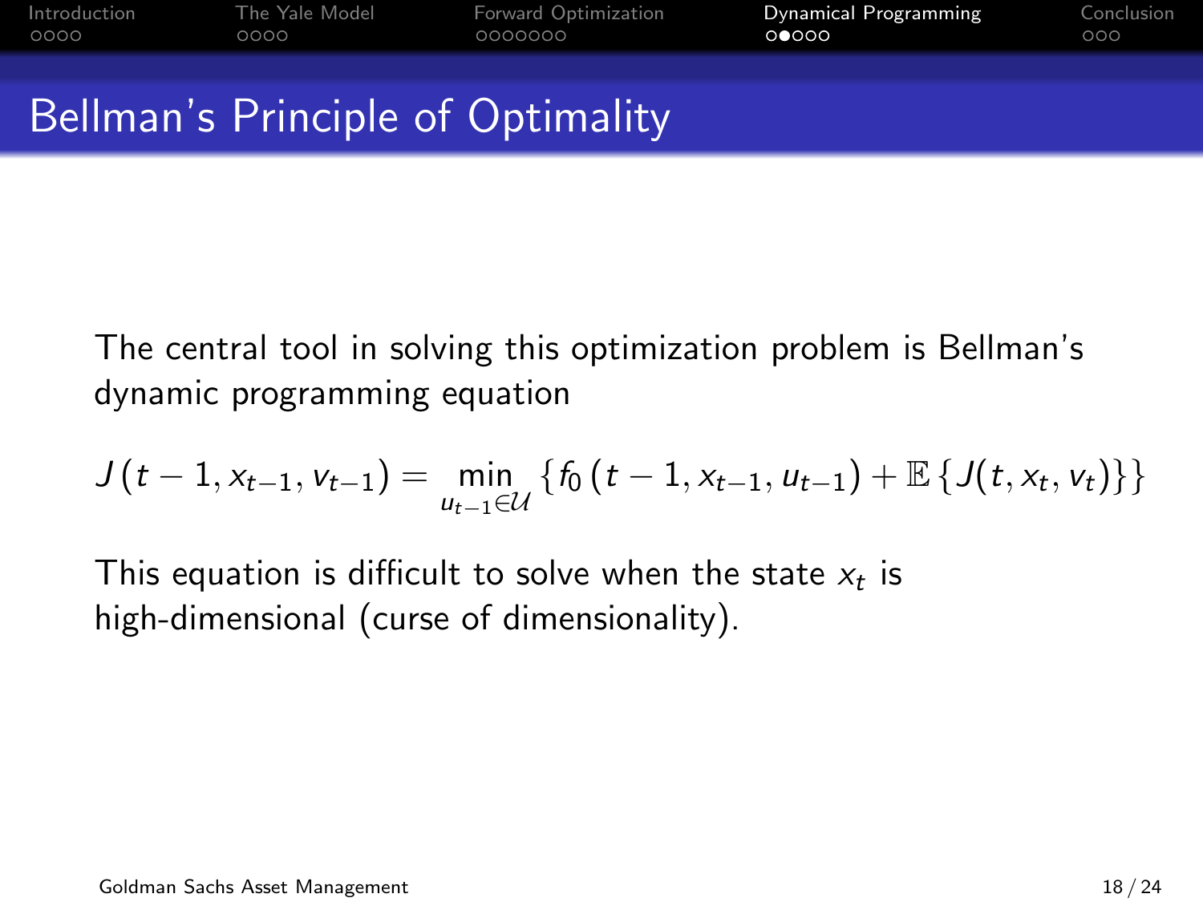# Bellman's Principle of Optimality

The central tool in solving this optimization problem is Bellman's dynamic programming equation

$$J\left(t-1, x_{t-1}, v_{t-1}\right) = \min_{u_{t-1} \in \mathcal{U}} \left\{ f_0\left(t-1, x_{t-1}, u_{t-1}\right) + \mathbb{E}\left\{ J(t, x_t, v_t) \right\} \right\}$$

This equation is difficult to solve when the state $x_t$ is high-dimensional (curse of dimensionality).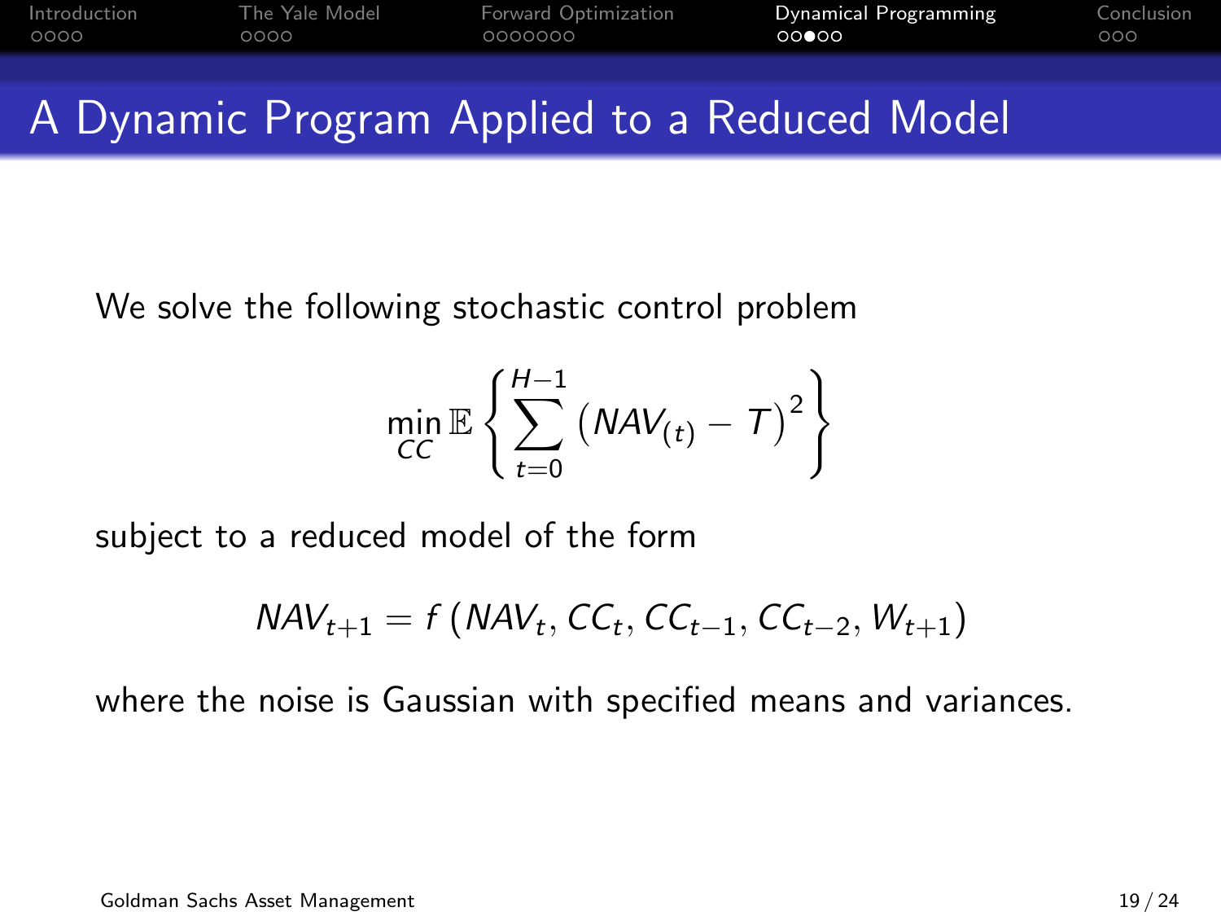# A Dynamic Program Applied to a Reduced Model

We solve the following stochastic control problem

$$\min_{CC} \mathbb{E} \left\{ \sum_{t=0}^{H-1} \left( NAV_{(t)} - T \right)^2 \right\}$$

subject to a reduced model of the form

$$NAV_{t+1} = f\left( NAV_t, CC_t, CC_{t-1}, CC_{t-2}, W_{t+1} \right)$$

where the noise is Gaussian with specified means and variances.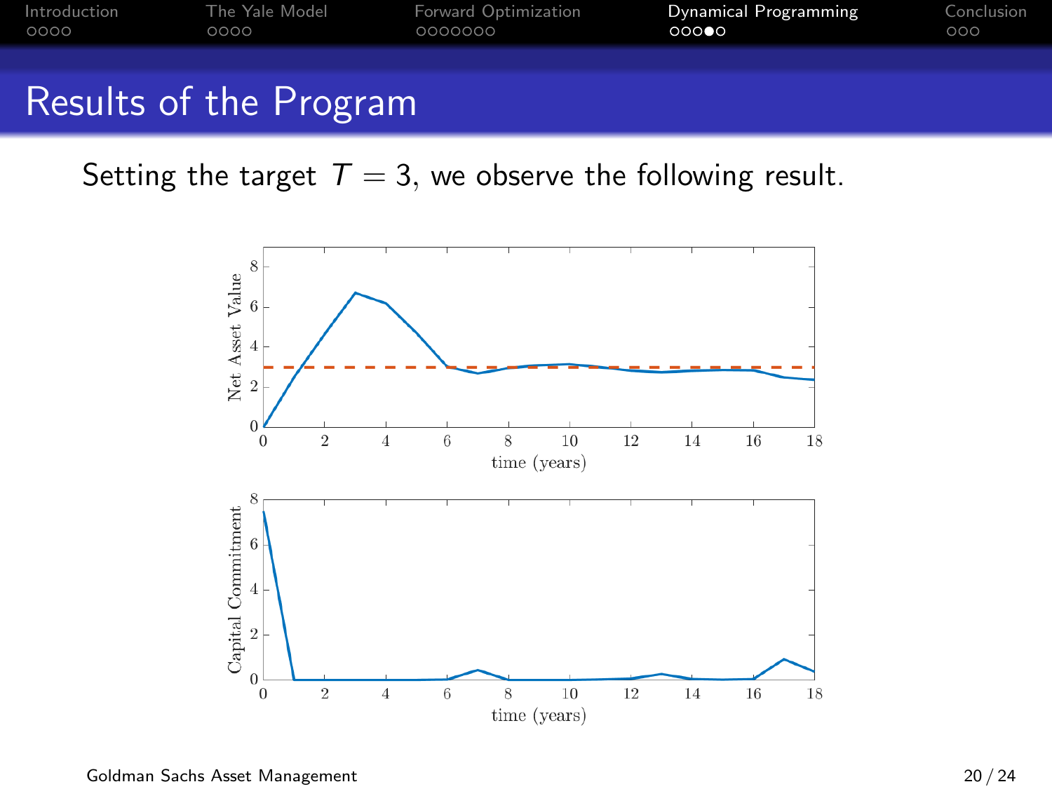# Results of the Program

Setting the target $T = 3$, we observe the following result.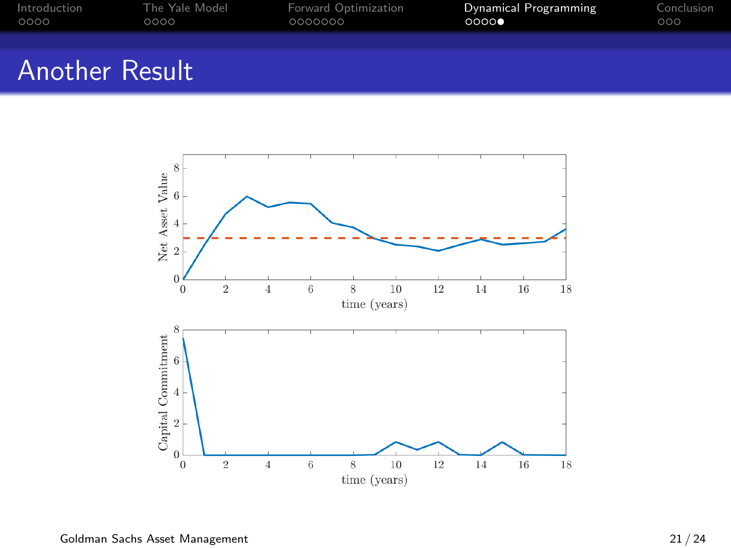# Another Result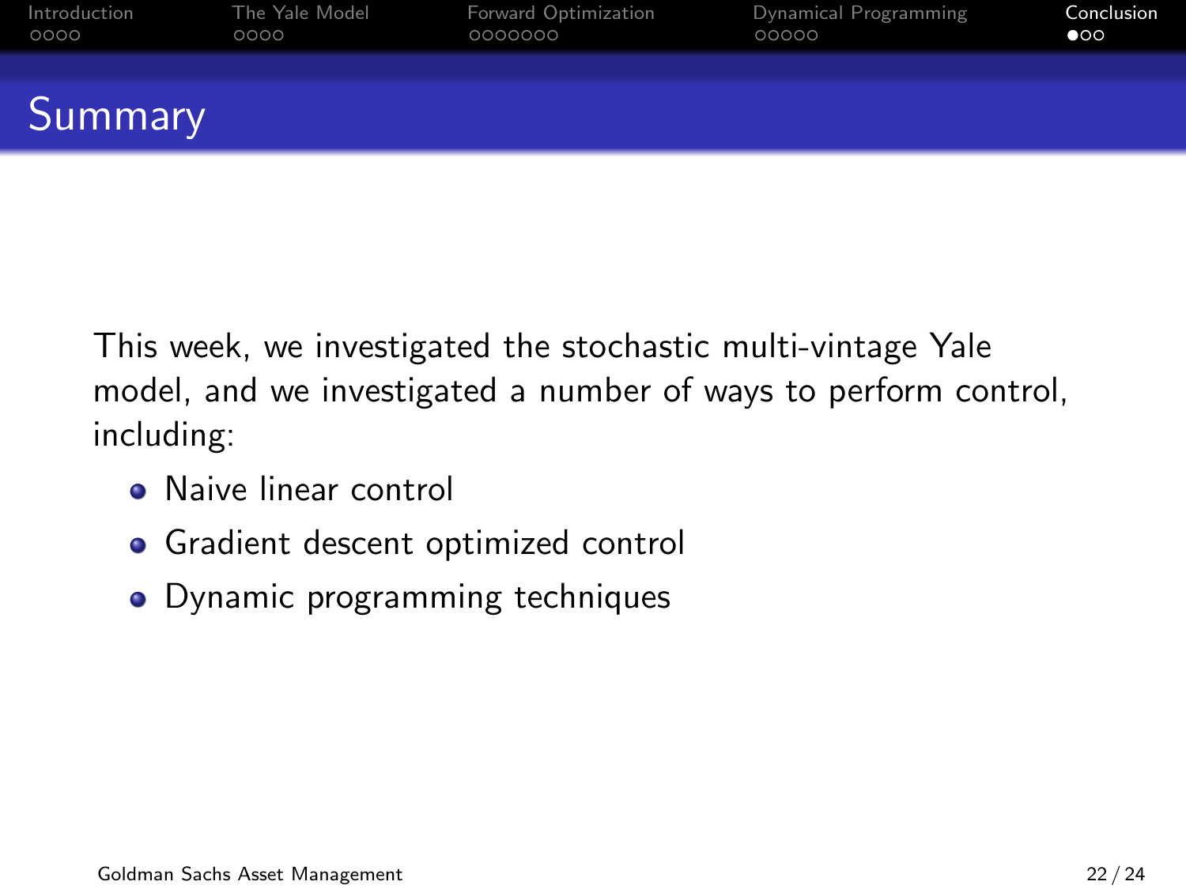# Summary

This week, we investigated the stochastic multi-vintage Yale model, and we investigated a number of ways to perform control, including:

- Naive linear control
- Gradient descent optimized control
- Dynamic programming techniques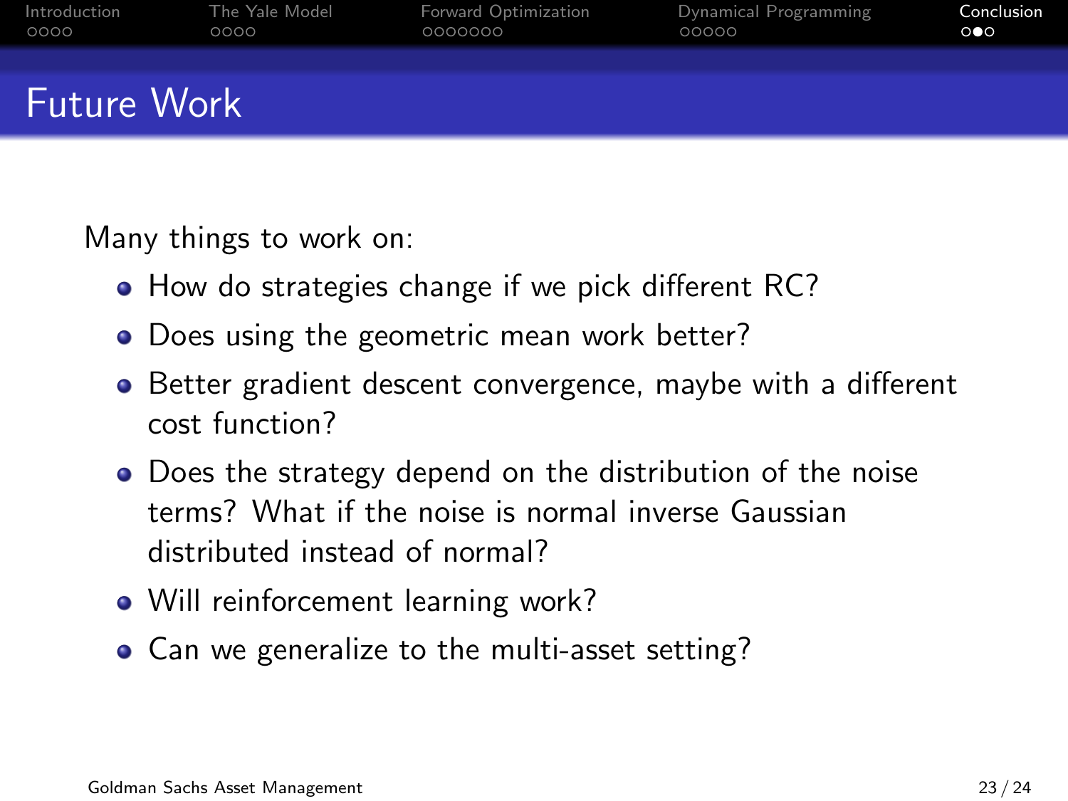# Future Work

Many things to work on:

- How do strategies change if we pick different RC?
- Does using the geometric mean work better?
- Better gradient descent convergence, maybe with a different cost function?
- Does the strategy depend on the distribution of the noise terms? What if the noise is normal inverse Gaussian distributed instead of normal?
- Will reinforcement learning work?
- Can we generalize to the multi-asset setting?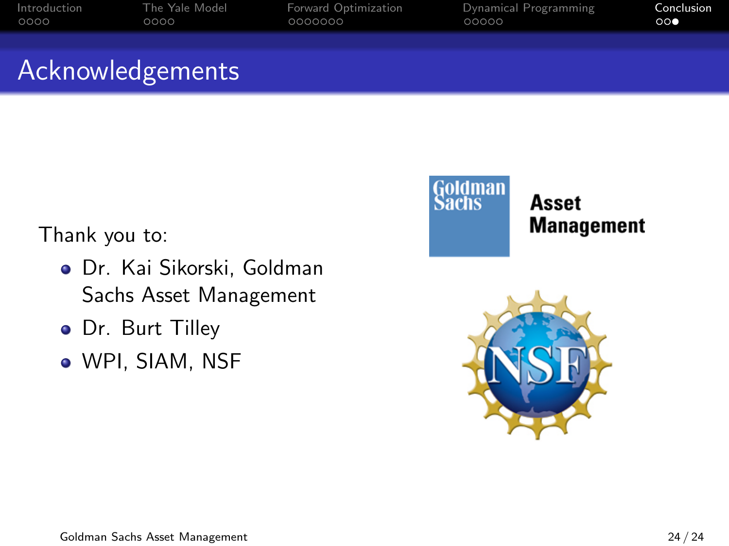# Acknowledgements

Thank you to:

- Dr. Kai Sikorski, Goldman Sachs Asset Management
- Dr. Burt Tilley
- WPI, SIAM, NSF